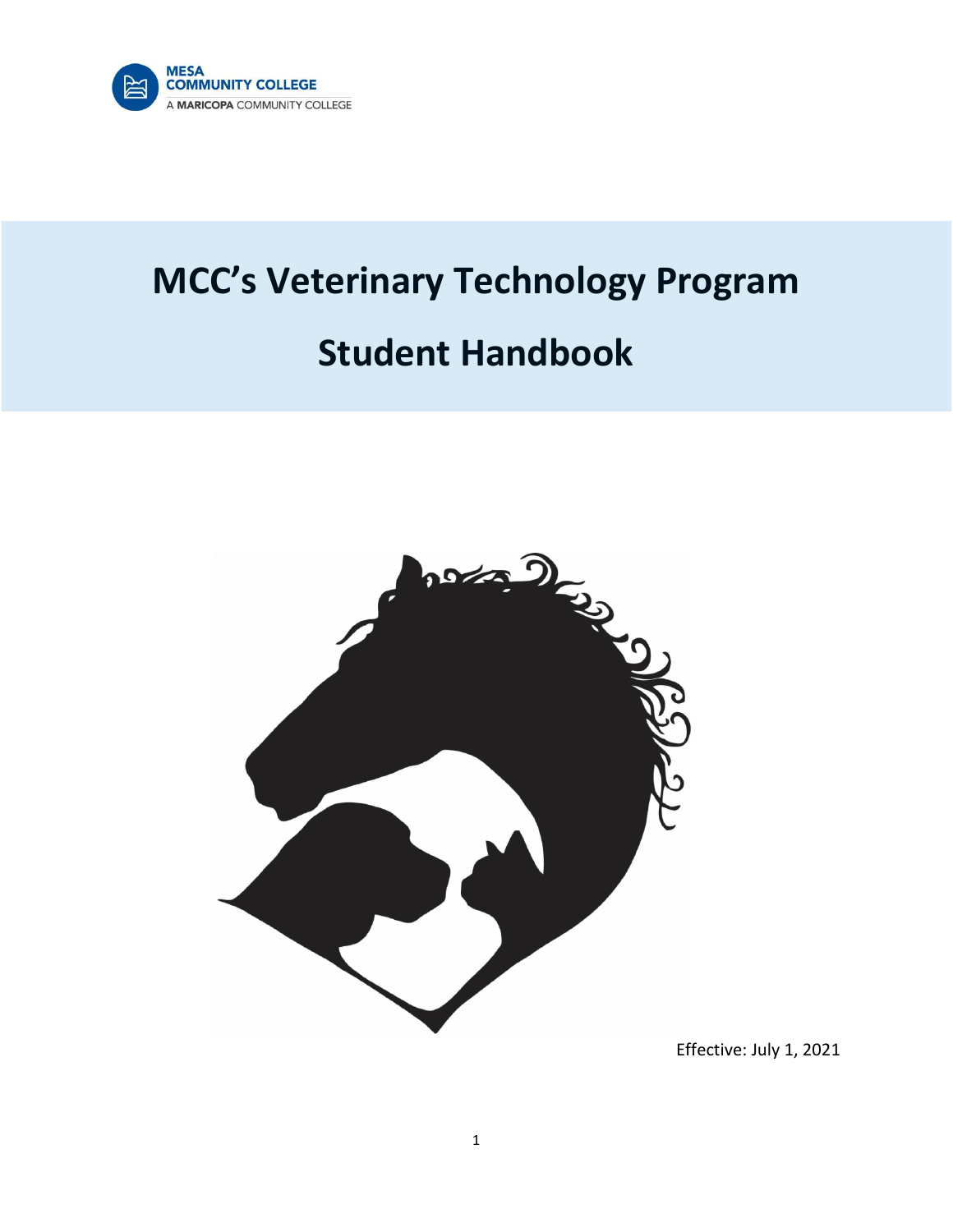MESA COMMUNITY COLLEGE
A MARICOPA COMMUNITY COLLEGE

# MCC's Veterinary Technology Program

# Student Handbook

Effective: July 1, 2021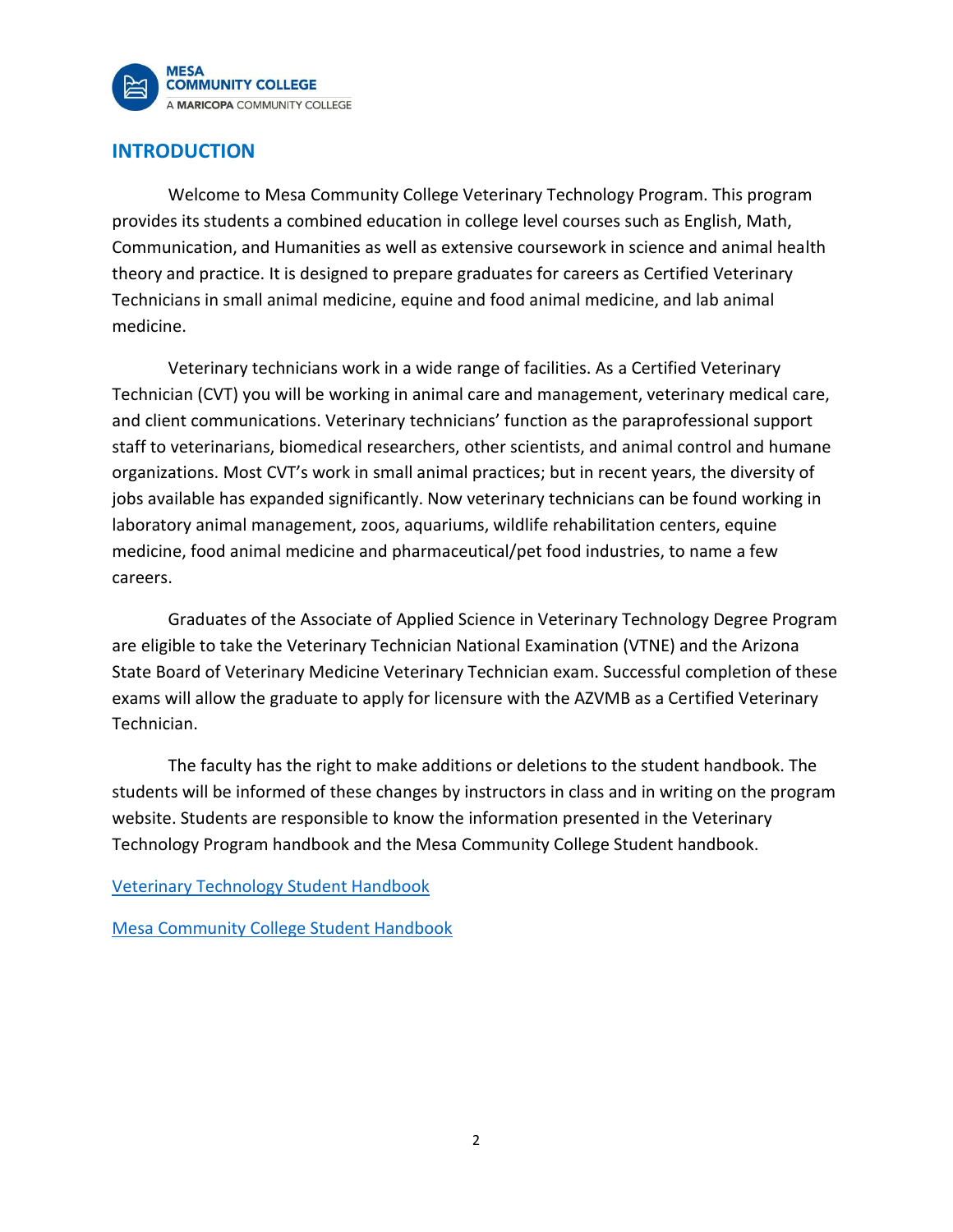## INTRODUCTION

Welcome to Mesa Community College Veterinary Technology Program. This program provides its students a combined education in college level courses such as English, Math, Communication, and Humanities as well as extensive coursework in science and animal health theory and practice. It is designed to prepare graduates for careers as Certified Veterinary Technicians in small animal medicine, equine and food animal medicine, and lab animal medicine.

Veterinary technicians work in a wide range of facilities. As a Certified Veterinary Technician (CVT) you will be working in animal care and management, veterinary medical care, and client communications. Veterinary technicians' function as the paraprofessional support staff to veterinarians, biomedical researchers, other scientists, and animal control and humane organizations. Most CVT's work in small animal practices; but in recent years, the diversity of jobs available has expanded significantly. Now veterinary technicians can be found working in laboratory animal management, zoos, aquariums, wildlife rehabilitation centers, equine medicine, food animal medicine and pharmaceutical/pet food industries, to name a few careers.

Graduates of the Associate of Applied Science in Veterinary Technology Degree Program are eligible to take the Veterinary Technician National Examination (VTNE) and the Arizona State Board of Veterinary Medicine Veterinary Technician exam. Successful completion of these exams will allow the graduate to apply for licensure with the AZVMB as a Certified Veterinary Technician.

The faculty has the right to make additions or deletions to the student handbook. The students will be informed of these changes by instructors in class and in writing on the program website. Students are responsible to know the information presented in the Veterinary Technology Program handbook and the Mesa Community College Student handbook.

Veterinary Technology Student Handbook

Mesa Community College Student Handbook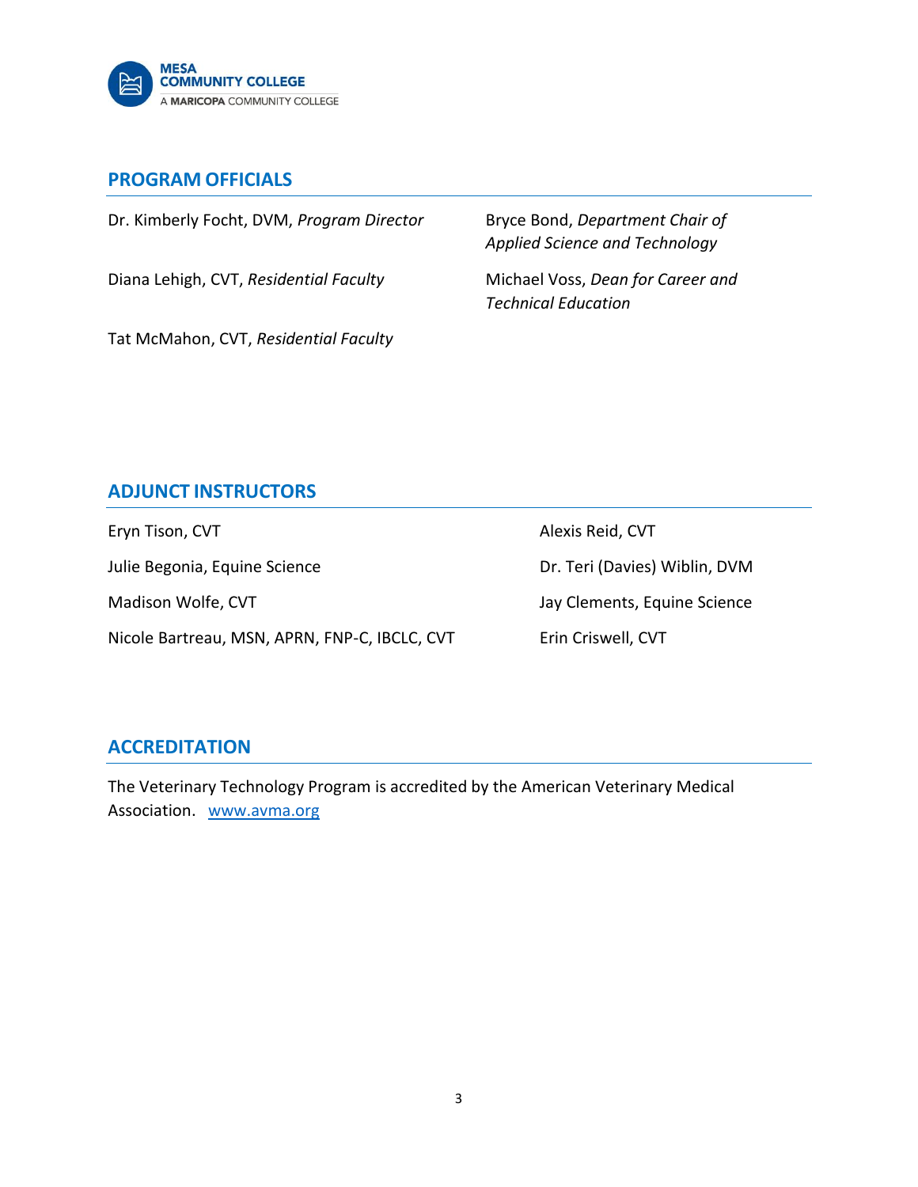## PROGRAM OFFICIALS

Dr. Kimberly Focht, DVM, *Program Director*

Diana Lehigh, CVT, *Residential Faculty*

Tat McMahon, CVT, *Residential Faculty*

Bryce Bond, *Department Chair of Applied Science and Technology*

Michael Voss, *Dean for Career and Technical Education*

## ADJUNCT INSTRUCTORS

Eryn Tison, CVT

Julie Begonia, Equine Science

Madison Wolfe, CVT

Nicole Bartreau, MSN, APRN, FNP-C, IBCLC, CVT

Alexis Reid, CVT

Dr. Teri (Davies) Wiblin, DVM

Jay Clements, Equine Science

Erin Criswell, CVT

## ACCREDITATION

The Veterinary Technology Program is accredited by the American Veterinary Medical Association. [www.avma.org](http://www.avma.org)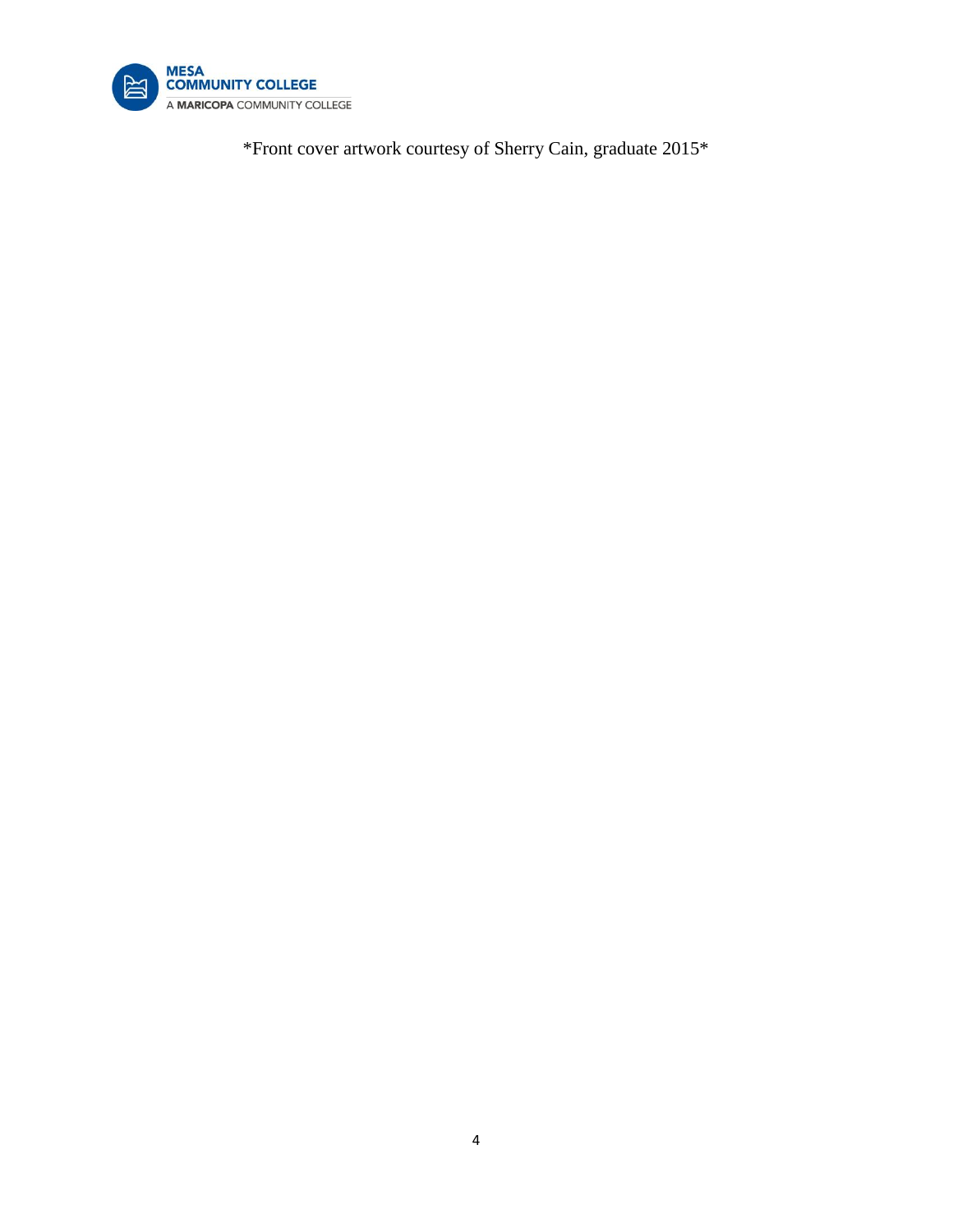*Front cover artwork courtesy of Sherry Cain, graduate 2015*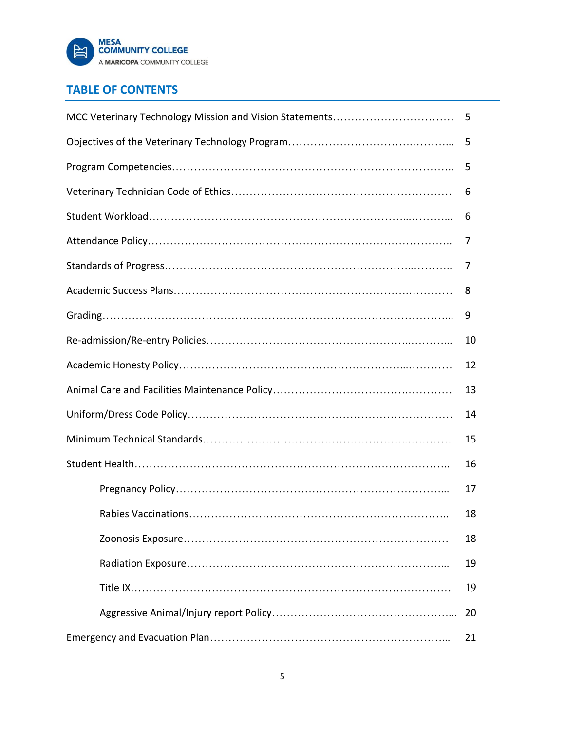## TABLE OF CONTENTS

| | |
|---|---|
| MCC Veterinary Technology Mission and Vision Statements | 5 |
| Objectives of the Veterinary Technology Program | 5 |
| Program Competencies | 5 |
| Veterinary Technician Code of Ethics | 6 |
| Student Workload | 6 |
| Attendance Policy | 7 |
| Standards of Progress | 7 |
| Academic Success Plans | 8 |
| Grading | 9 |
| Re-admission/Re-entry Policies | 10 |
| Academic Honesty Policy | 12 |
| Animal Care and Facilities Maintenance Policy | 13 |
| Uniform/Dress Code Policy | 14 |
| Minimum Technical Standards | 15 |
| Student Health | 16 |
| &nbsp;&nbsp;&nbsp;&nbsp;Pregnancy Policy | 17 |
| &nbsp;&nbsp;&nbsp;&nbsp;Rabies Vaccinations | 18 |
| &nbsp;&nbsp;&nbsp;&nbsp;Zoonosis Exposure | 18 |
| &nbsp;&nbsp;&nbsp;&nbsp;Radiation Exposure | 19 |
| &nbsp;&nbsp;&nbsp;&nbsp;Title IX | 19 |
| &nbsp;&nbsp;&nbsp;&nbsp;Aggressive Animal/Injury report Policy | 20 |
| Emergency and Evacuation Plan | 21 |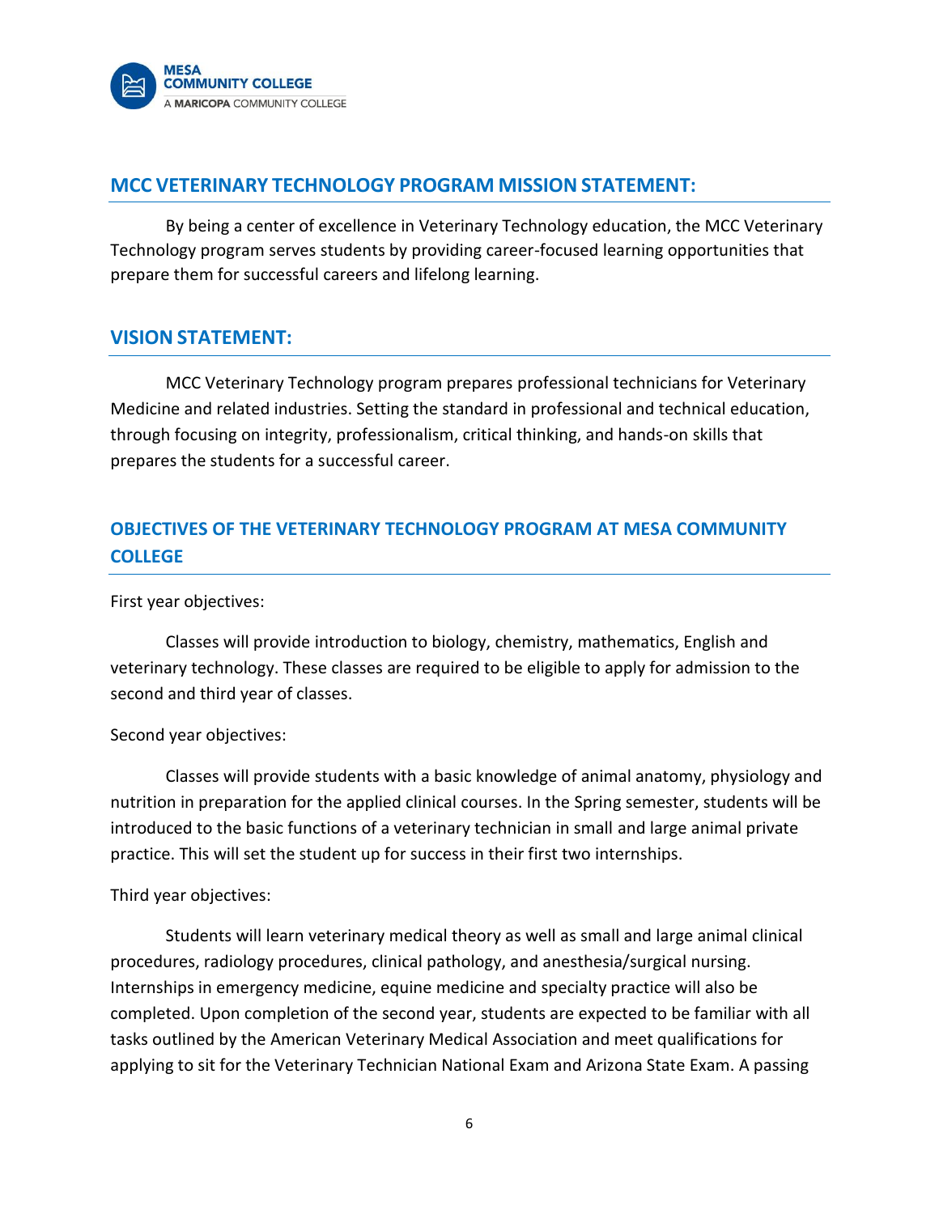## MCC VETERINARY TECHNOLOGY PROGRAM MISSION STATEMENT:

By being a center of excellence in Veterinary Technology education, the MCC Veterinary Technology program serves students by providing career-focused learning opportunities that prepare them for successful careers and lifelong learning.

## VISION STATEMENT:

MCC Veterinary Technology program prepares professional technicians for Veterinary Medicine and related industries. Setting the standard in professional and technical education, through focusing on integrity, professionalism, critical thinking, and hands-on skills that prepares the students for a successful career.

## OBJECTIVES OF THE VETERINARY TECHNOLOGY PROGRAM AT MESA COMMUNITY COLLEGE

First year objectives:

Classes will provide introduction to biology, chemistry, mathematics, English and veterinary technology. These classes are required to be eligible to apply for admission to the second and third year of classes.

Second year objectives:

Classes will provide students with a basic knowledge of animal anatomy, physiology and nutrition in preparation for the applied clinical courses. In the Spring semester, students will be introduced to the basic functions of a veterinary technician in small and large animal private practice. This will set the student up for success in their first two internships.

Third year objectives:

Students will learn veterinary medical theory as well as small and large animal clinical procedures, radiology procedures, clinical pathology, and anesthesia/surgical nursing. Internships in emergency medicine, equine medicine and specialty practice will also be completed. Upon completion of the second year, students are expected to be familiar with all tasks outlined by the American Veterinary Medical Association and meet qualifications for applying to sit for the Veterinary Technician National Exam and Arizona State Exam. A passing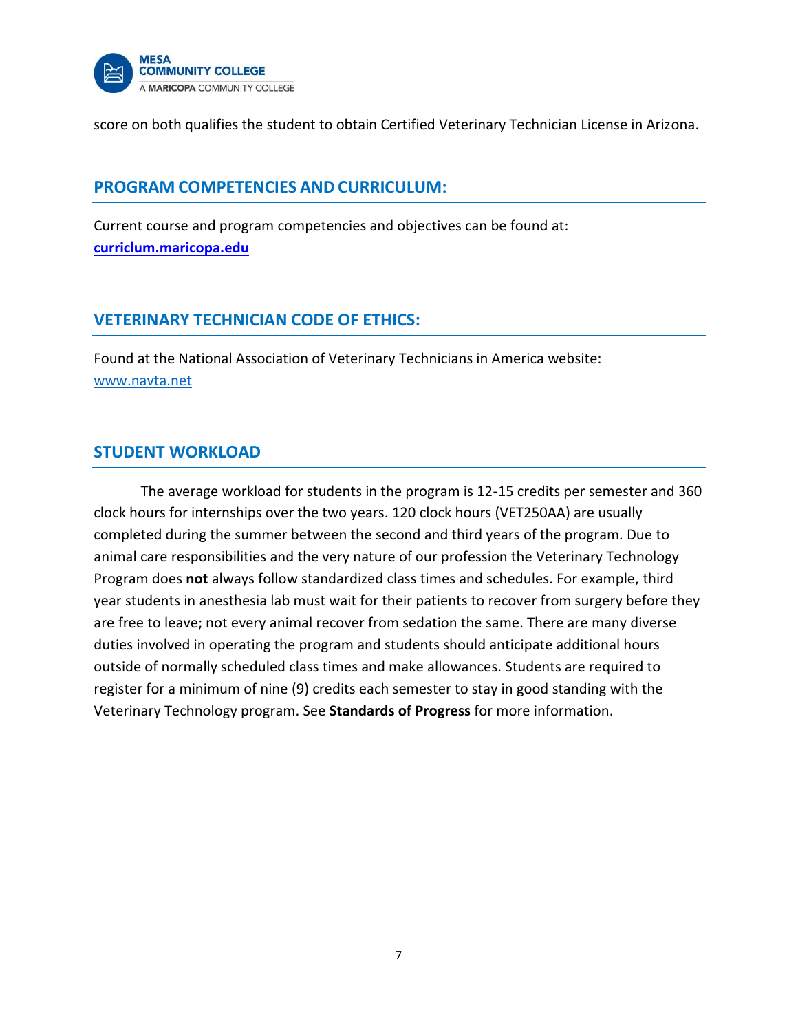score on both qualifies the student to obtain Certified Veterinary Technician License in Arizona.

## PROGRAM COMPETENCIES AND CURRICULUM:

Current course and program competencies and objectives can be found at: **curriclum.maricopa.edu**

## VETERINARY TECHNICIAN CODE OF ETHICS:

Found at the National Association of Veterinary Technicians in America website: www.navta.net

## STUDENT WORKLOAD

The average workload for students in the program is 12-15 credits per semester and 360 clock hours for internships over the two years. 120 clock hours (VET250AA) are usually completed during the summer between the second and third years of the program. Due to animal care responsibilities and the very nature of our profession the Veterinary Technology Program does **not** always follow standardized class times and schedules. For example, third year students in anesthesia lab must wait for their patients to recover from surgery before they are free to leave; not every animal recover from sedation the same. There are many diverse duties involved in operating the program and students should anticipate additional hours outside of normally scheduled class times and make allowances. Students are required to register for a minimum of nine (9) credits each semester to stay in good standing with the Veterinary Technology program. See **Standards of Progress** for more information.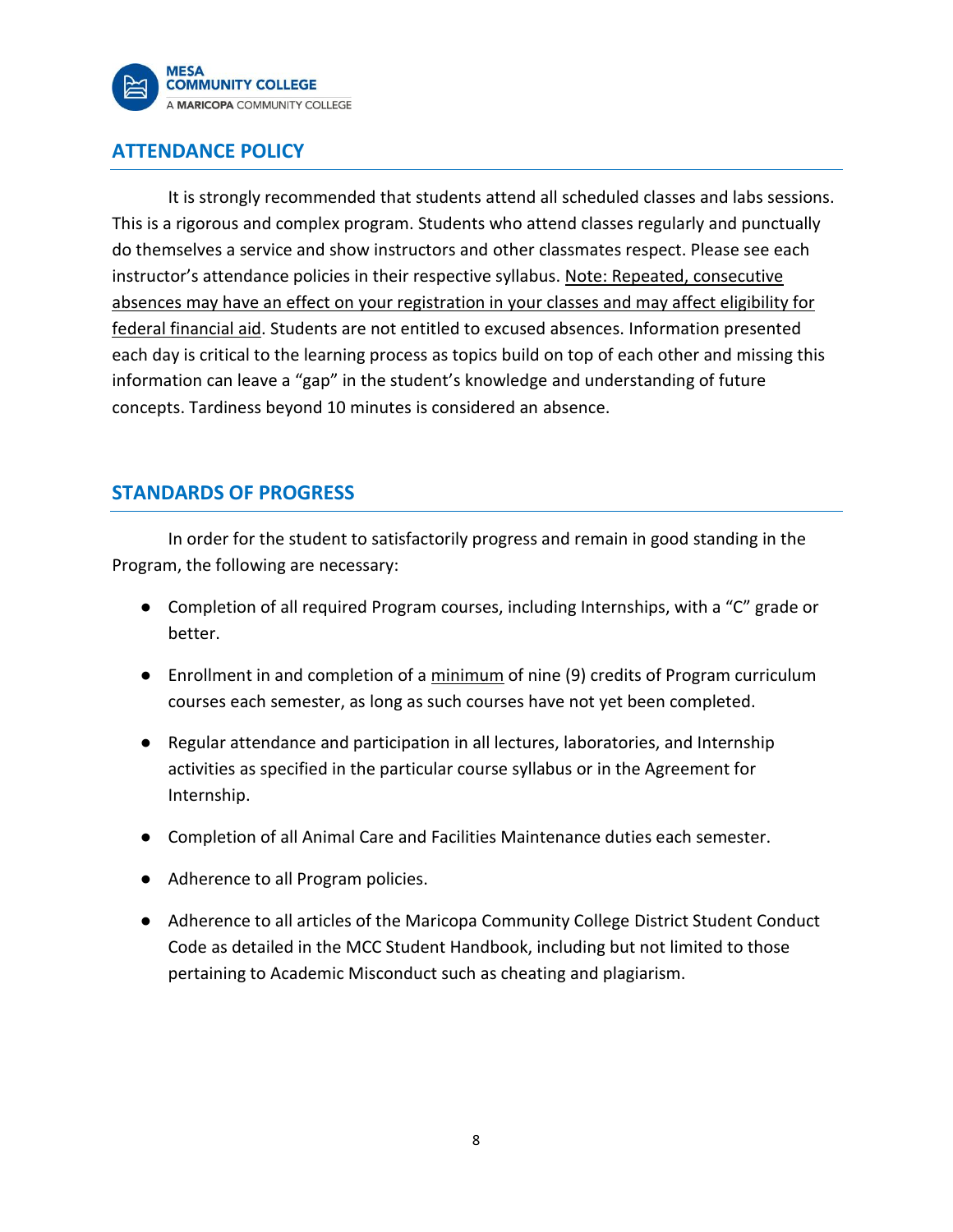## ATTENDANCE POLICY

It is strongly recommended that students attend all scheduled classes and labs sessions. This is a rigorous and complex program. Students who attend classes regularly and punctually do themselves a service and show instructors and other classmates respect. Please see each instructor's attendance policies in their respective syllabus. <u>Note: Repeated, consecutive absences may have an effect on your registration in your classes and may affect eligibility for federal financial aid</u>. Students are not entitled to excused absences. Information presented each day is critical to the learning process as topics build on top of each other and missing this information can leave a "gap" in the student's knowledge and understanding of future concepts. Tardiness beyond 10 minutes is considered an absence.

## STANDARDS OF PROGRESS

In order for the student to satisfactorily progress and remain in good standing in the Program, the following are necessary:

- Completion of all required Program courses, including Internships, with a "C" grade or better.
- Enrollment in and completion of a <u>minimum</u> of nine (9) credits of Program curriculum courses each semester, as long as such courses have not yet been completed.
- Regular attendance and participation in all lectures, laboratories, and Internship activities as specified in the particular course syllabus or in the Agreement for Internship.
- Completion of all Animal Care and Facilities Maintenance duties each semester.
- Adherence to all Program policies.
- Adherence to all articles of the Maricopa Community College District Student Conduct Code as detailed in the MCC Student Handbook, including but not limited to those pertaining to Academic Misconduct such as cheating and plagiarism.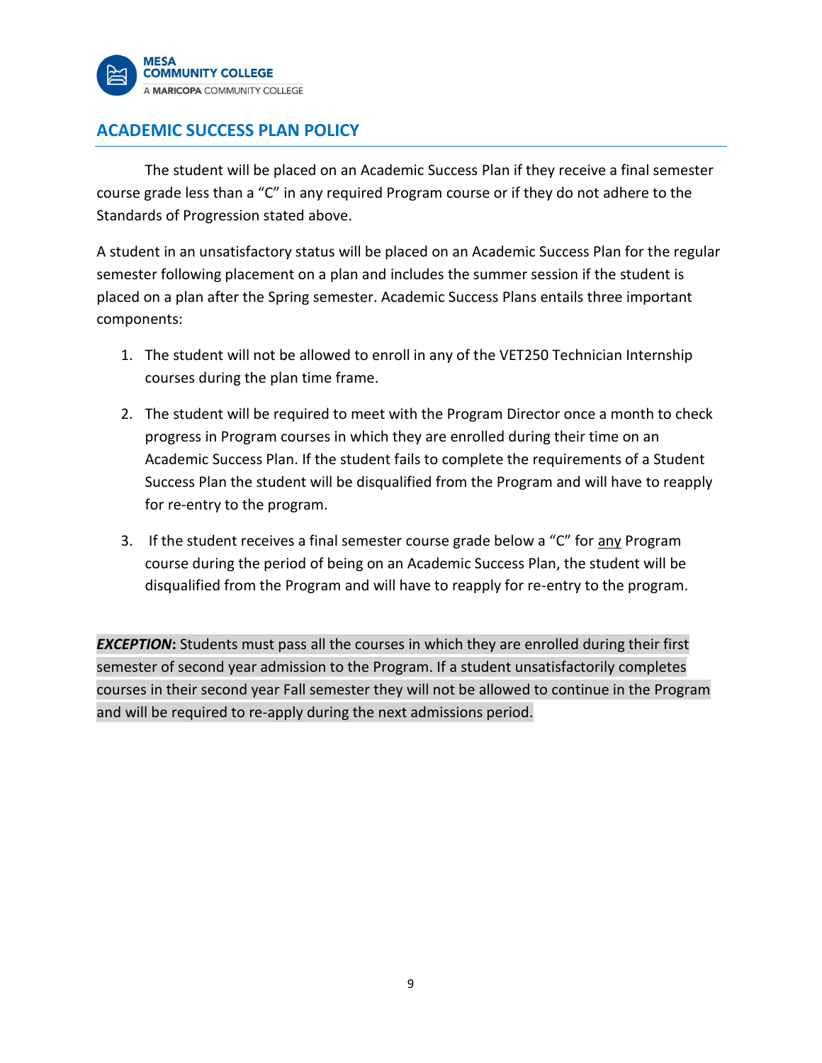## ACADEMIC SUCCESS PLAN POLICY

The student will be placed on an Academic Success Plan if they receive a final semester course grade less than a "C" in any required Program course or if they do not adhere to the Standards of Progression stated above.

A student in an unsatisfactory status will be placed on an Academic Success Plan for the regular semester following placement on a plan and includes the summer session if the student is placed on a plan after the Spring semester. Academic Success Plans entails three important components:

1. The student will not be allowed to enroll in any of the VET250 Technician Internship courses during the plan time frame.
2. The student will be required to meet with the Program Director once a month to check progress in Program courses in which they are enrolled during their time on an Academic Success Plan. If the student fails to complete the requirements of a Student Success Plan the student will be disqualified from the Program and will have to reapply for re-entry to the program.
3. If the student receives a final semester course grade below a "C" for <u>any</u> Program course during the period of being on an Academic Success Plan, the student will be disqualified from the Program and will have to reapply for re-entry to the program.

***EXCEPTION*****:** Students must pass all the courses in which they are enrolled during their first semester of second year admission to the Program. If a student unsatisfactorily completes courses in their second year Fall semester they will not be allowed to continue in the Program and will be required to re-apply during the next admissions period.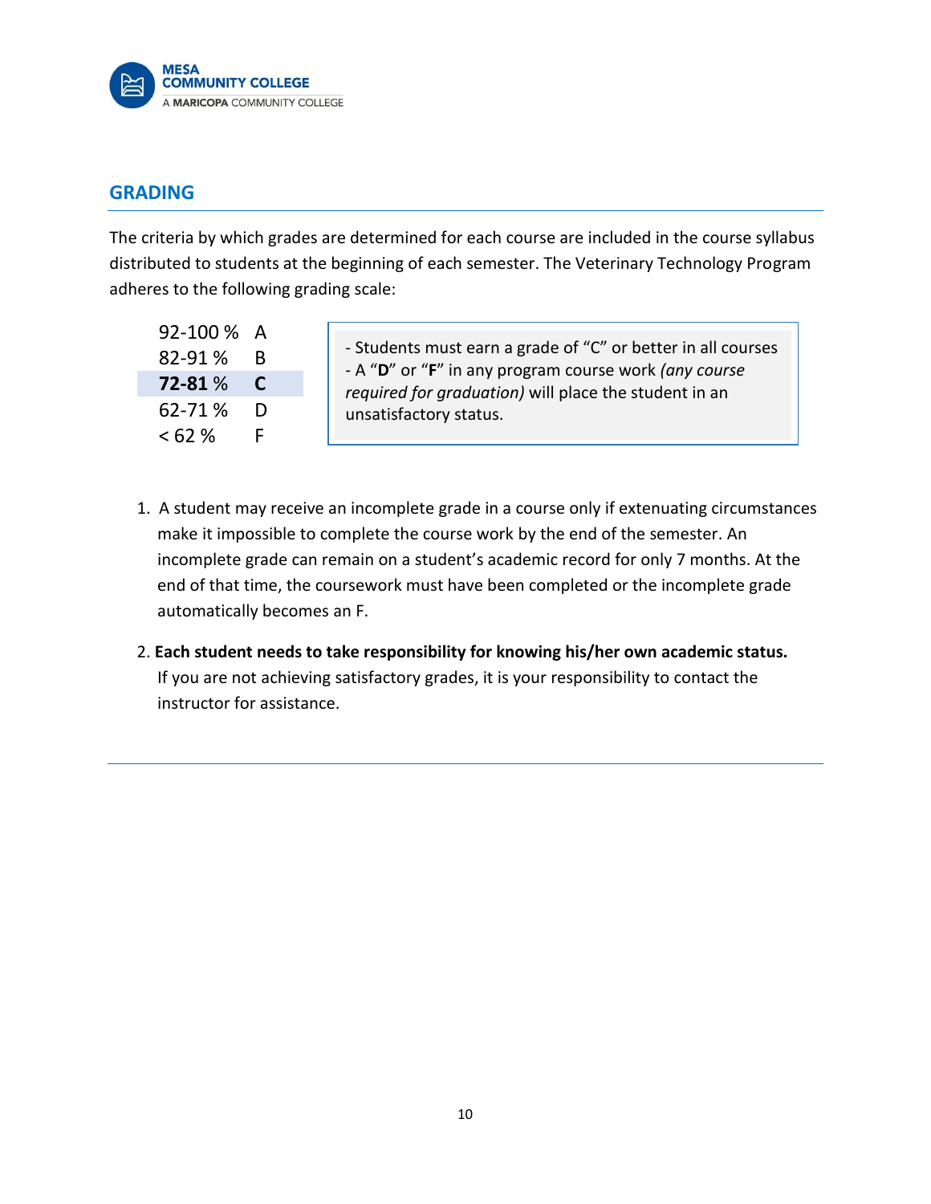## GRADING

The criteria by which grades are determined for each course are included in the course syllabus distributed to students at the beginning of each semester. The Veterinary Technology Program adheres to the following grading scale:

| Percentage | Grade |
|---|---|
| 92-100 % | A |
| 82-91 % | B |
| **72-81** % | **C** |
| 62-71 % | D |
| < 62 % | F |

- Students must earn a grade of "C" or better in all courses
- A "**D**" or "**F**" in any program course work *(any course required for graduation)* will place the student in an unsatisfactory status.

1. A student may receive an incomplete grade in a course only if extenuating circumstances make it impossible to complete the course work by the end of the semester. An incomplete grade can remain on a student's academic record for only 7 months. At the end of that time, the coursework must have been completed or the incomplete grade automatically becomes an F.
2. **Each student needs to take responsibility for knowing his/her own academic status.** If you are not achieving satisfactory grades, it is your responsibility to contact the instructor for assistance.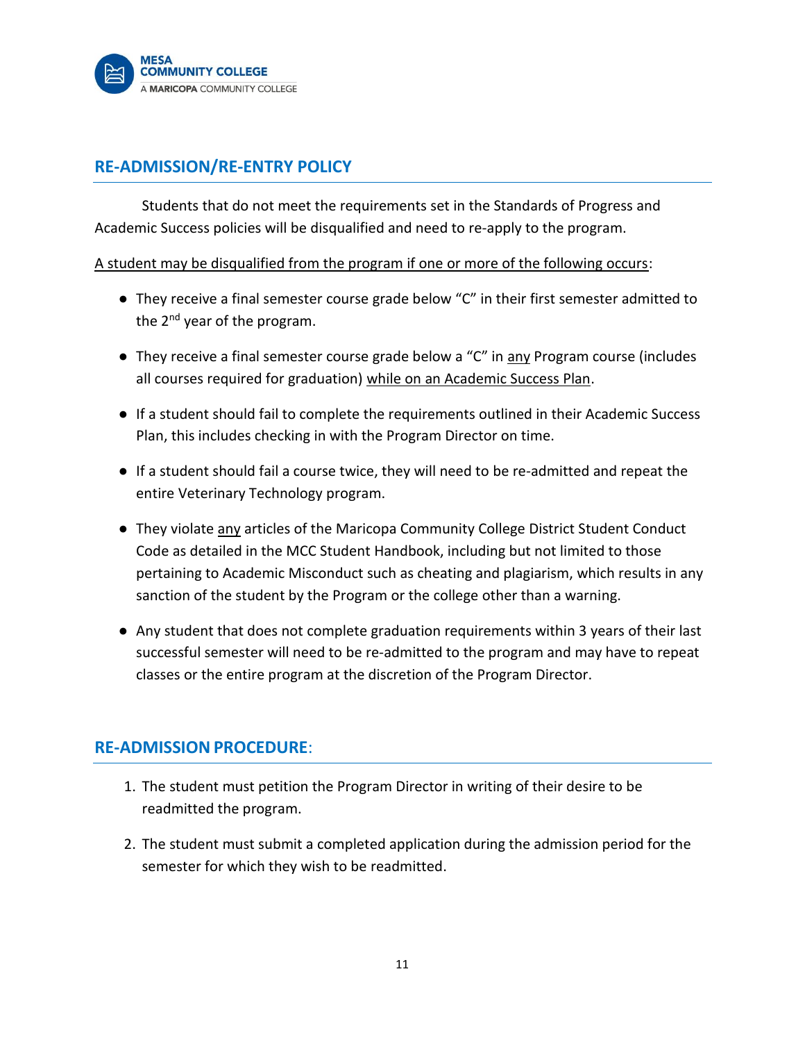## RE-ADMISSION/RE-ENTRY POLICY

Students that do not meet the requirements set in the Standards of Progress and Academic Success policies will be disqualified and need to re-apply to the program.

A student may be disqualified from the program if one or more of the following occurs:

- They receive a final semester course grade below "C" in their first semester admitted to the 2nd year of the program.
- They receive a final semester course grade below a "C" in any Program course (includes all courses required for graduation) while on an Academic Success Plan.
- If a student should fail to complete the requirements outlined in their Academic Success Plan, this includes checking in with the Program Director on time.
- If a student should fail a course twice, they will need to be re-admitted and repeat the entire Veterinary Technology program.
- They violate any articles of the Maricopa Community College District Student Conduct Code as detailed in the MCC Student Handbook, including but not limited to those pertaining to Academic Misconduct such as cheating and plagiarism, which results in any sanction of the student by the Program or the college other than a warning.
- Any student that does not complete graduation requirements within 3 years of their last successful semester will need to be re-admitted to the program and may have to repeat classes or the entire program at the discretion of the Program Director.

## RE-ADMISSION PROCEDURE:

1. The student must petition the Program Director in writing of their desire to be readmitted the program.
2. The student must submit a completed application during the admission period for the semester for which they wish to be readmitted.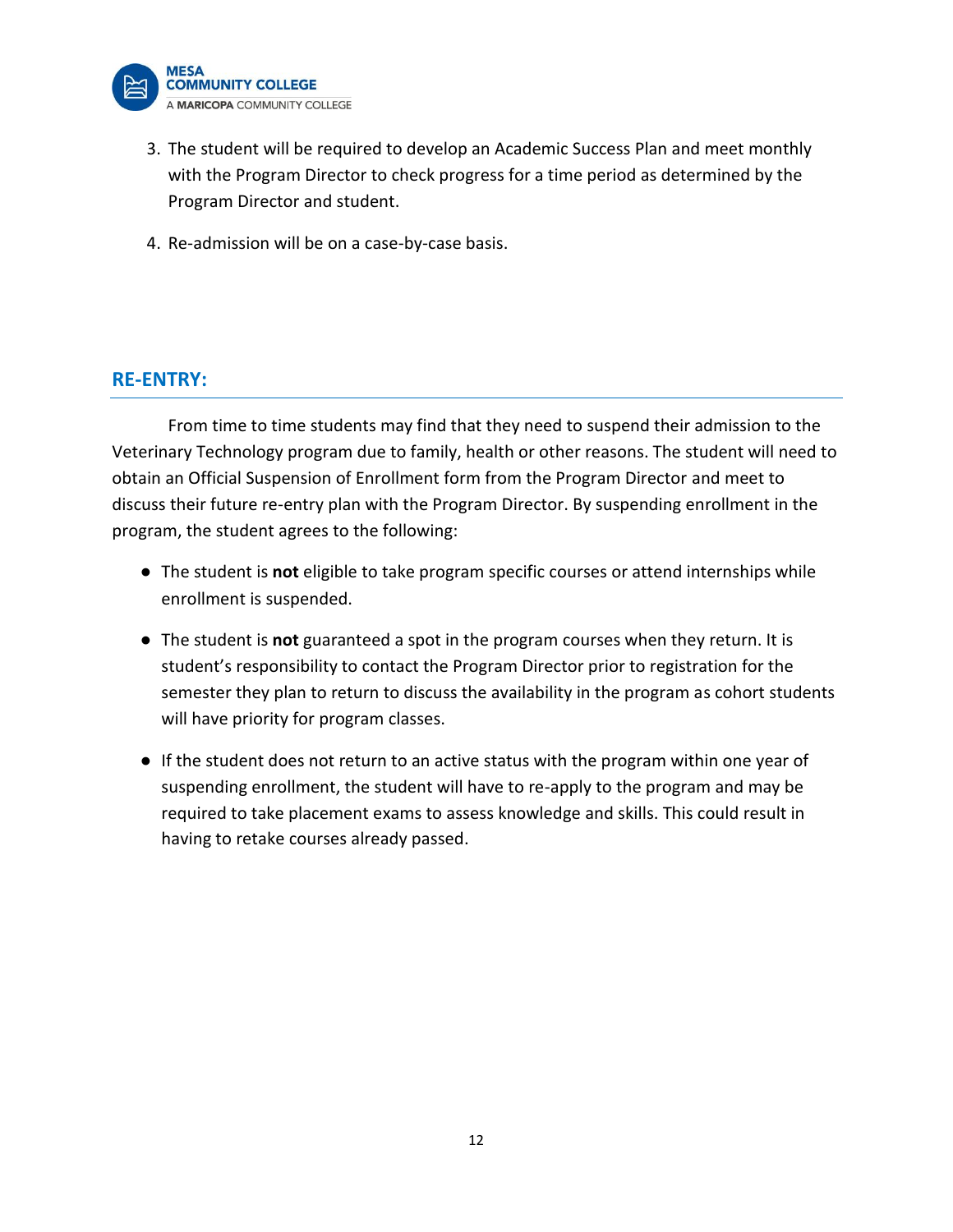3. The student will be required to develop an Academic Success Plan and meet monthly with the Program Director to check progress for a time period as determined by the Program Director and student.

4. Re-admission will be on a case-by-case basis.

## RE-ENTRY:

From time to time students may find that they need to suspend their admission to the Veterinary Technology program due to family, health or other reasons. The student will need to obtain an Official Suspension of Enrollment form from the Program Director and meet to discuss their future re-entry plan with the Program Director. By suspending enrollment in the program, the student agrees to the following:

- The student is **not** eligible to take program specific courses or attend internships while enrollment is suspended.
- The student is **not** guaranteed a spot in the program courses when they return. It is student's responsibility to contact the Program Director prior to registration for the semester they plan to return to discuss the availability in the program as cohort students will have priority for program classes.
- If the student does not return to an active status with the program within one year of suspending enrollment, the student will have to re-apply to the program and may be required to take placement exams to assess knowledge and skills. This could result in having to retake courses already passed.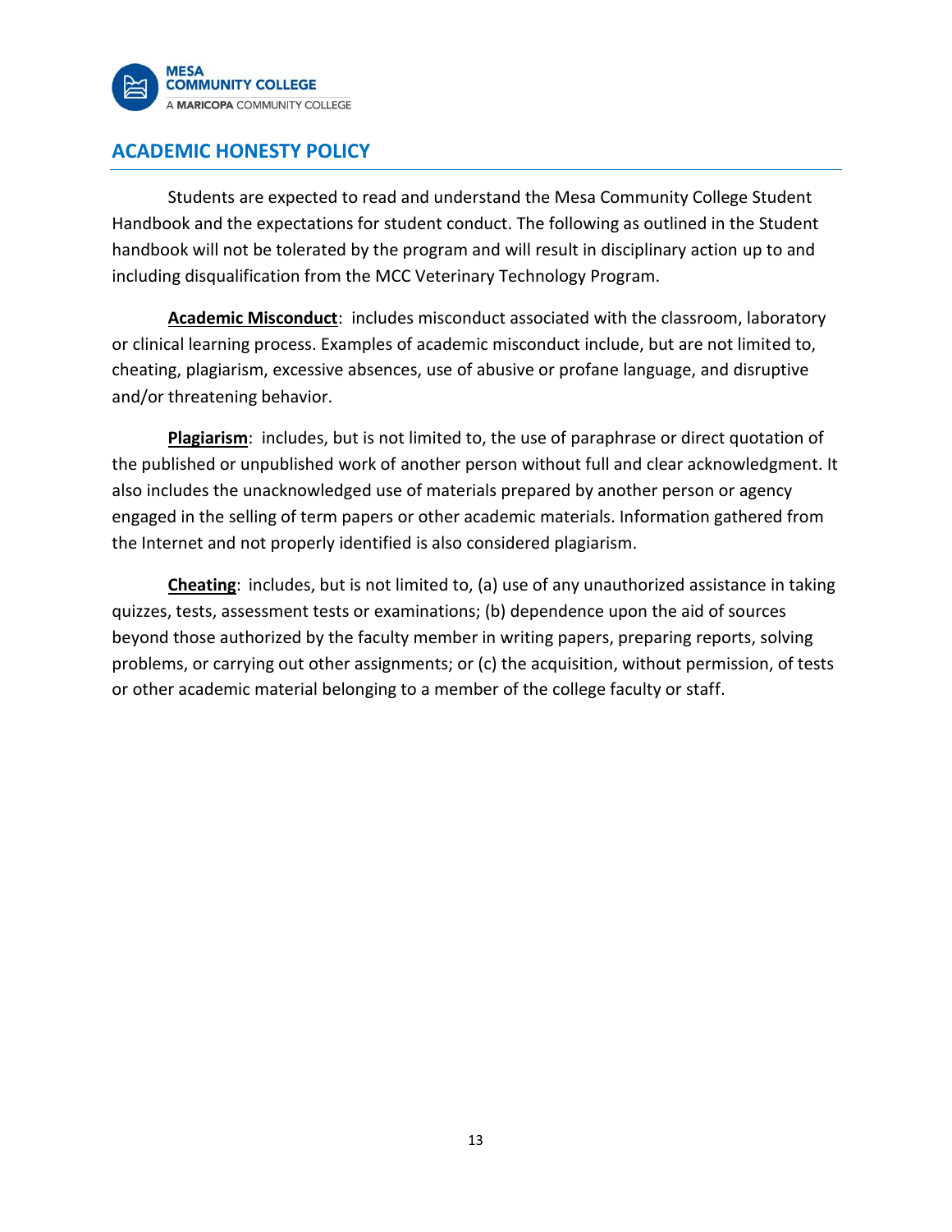## ACADEMIC HONESTY POLICY

Students are expected to read and understand the Mesa Community College Student Handbook and the expectations for student conduct. The following as outlined in the Student handbook will not be tolerated by the program and will result in disciplinary action up to and including disqualification from the MCC Veterinary Technology Program.

**Academic Misconduct**: includes misconduct associated with the classroom, laboratory or clinical learning process. Examples of academic misconduct include, but are not limited to, cheating, plagiarism, excessive absences, use of abusive or profane language, and disruptive and/or threatening behavior.

**Plagiarism**: includes, but is not limited to, the use of paraphrase or direct quotation of the published or unpublished work of another person without full and clear acknowledgment. It also includes the unacknowledged use of materials prepared by another person or agency engaged in the selling of term papers or other academic materials. Information gathered from the Internet and not properly identified is also considered plagiarism.

**Cheating**: includes, but is not limited to, (a) use of any unauthorized assistance in taking quizzes, tests, assessment tests or examinations; (b) dependence upon the aid of sources beyond those authorized by the faculty member in writing papers, preparing reports, solving problems, or carrying out other assignments; or (c) the acquisition, without permission, of tests or other academic material belonging to a member of the college faculty or staff.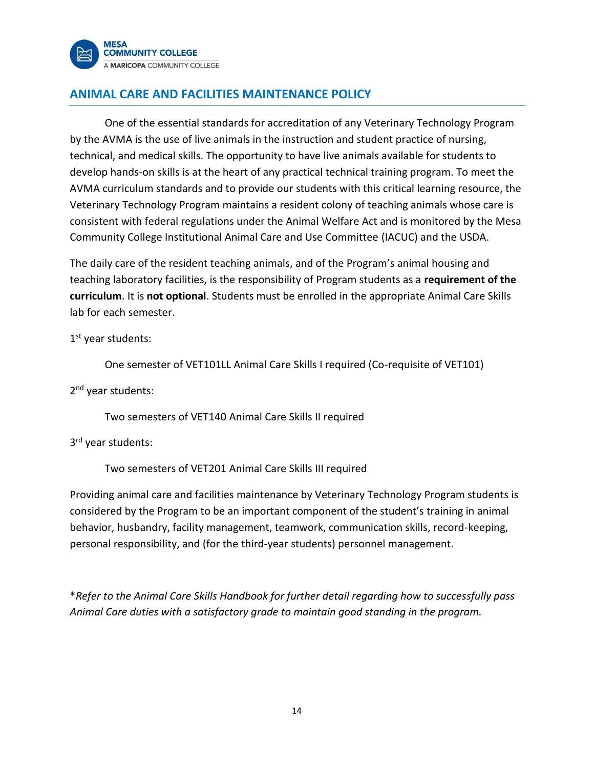## ANIMAL CARE AND FACILITIES MAINTENANCE POLICY

One of the essential standards for accreditation of any Veterinary Technology Program by the AVMA is the use of live animals in the instruction and student practice of nursing, technical, and medical skills. The opportunity to have live animals available for students to develop hands-on skills is at the heart of any practical technical training program. To meet the AVMA curriculum standards and to provide our students with this critical learning resource, the Veterinary Technology Program maintains a resident colony of teaching animals whose care is consistent with federal regulations under the Animal Welfare Act and is monitored by the Mesa Community College Institutional Animal Care and Use Committee (IACUC) and the USDA.

The daily care of the resident teaching animals, and of the Program's animal housing and teaching laboratory facilities, is the responsibility of Program students as a **requirement of the curriculum**. It is **not optional**. Students must be enrolled in the appropriate Animal Care Skills lab for each semester.

1st year students:

One semester of VET101LL Animal Care Skills I required (Co-requisite of VET101)

2nd year students:

Two semesters of VET140 Animal Care Skills II required

3rd year students:

Two semesters of VET201 Animal Care Skills III required

Providing animal care and facilities maintenance by Veterinary Technology Program students is considered by the Program to be an important component of the student's training in animal behavior, husbandry, facility management, teamwork, communication skills, record-keeping, personal responsibility, and (for the third-year students) personnel management.

*\*Refer to the Animal Care Skills Handbook for further detail regarding how to successfully pass Animal Care duties with a satisfactory grade to maintain good standing in the program.*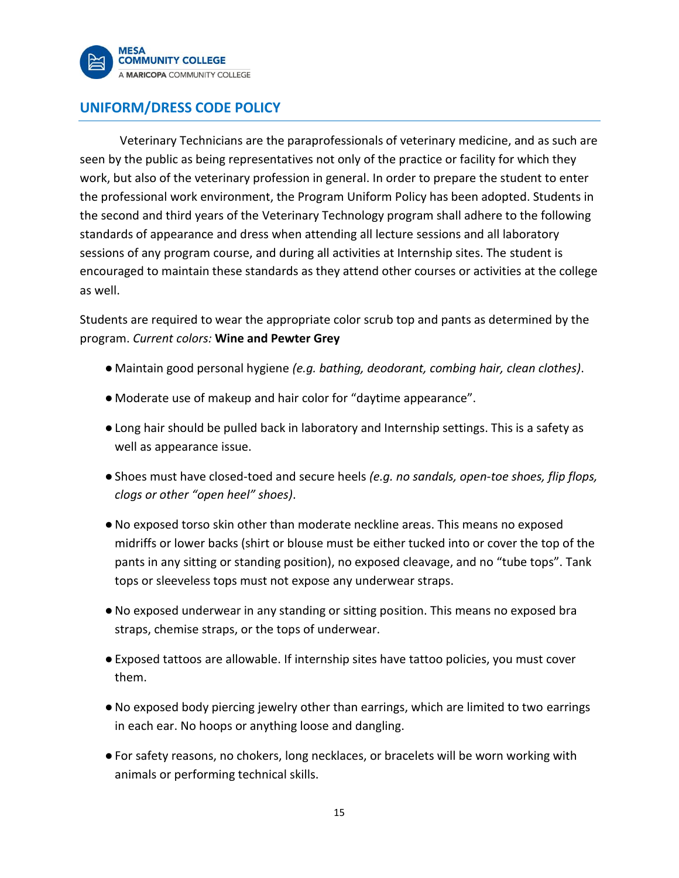## UNIFORM/DRESS CODE POLICY

Veterinary Technicians are the paraprofessionals of veterinary medicine, and as such are seen by the public as being representatives not only of the practice or facility for which they work, but also of the veterinary profession in general. In order to prepare the student to enter the professional work environment, the Program Uniform Policy has been adopted. Students in the second and third years of the Veterinary Technology program shall adhere to the following standards of appearance and dress when attending all lecture sessions and all laboratory sessions of any program course, and during all activities at Internship sites. The student is encouraged to maintain these standards as they attend other courses or activities at the college as well.

Students are required to wear the appropriate color scrub top and pants as determined by the program. *Current colors:* **Wine and Pewter Grey**

- Maintain good personal hygiene *(e.g. bathing, deodorant, combing hair, clean clothes)*.
- Moderate use of makeup and hair color for "daytime appearance".
- Long hair should be pulled back in laboratory and Internship settings. This is a safety as well as appearance issue.
- Shoes must have closed-toed and secure heels *(e.g. no sandals, open-toe shoes, flip flops, clogs or other "open heel" shoes)*.
- No exposed torso skin other than moderate neckline areas. This means no exposed midriffs or lower backs (shirt or blouse must be either tucked into or cover the top of the pants in any sitting or standing position), no exposed cleavage, and no "tube tops". Tank tops or sleeveless tops must not expose any underwear straps.
- No exposed underwear in any standing or sitting position. This means no exposed bra straps, chemise straps, or the tops of underwear.
- Exposed tattoos are allowable. If internship sites have tattoo policies, you must cover them.
- No exposed body piercing jewelry other than earrings, which are limited to two earrings in each ear. No hoops or anything loose and dangling.
- For safety reasons, no chokers, long necklaces, or bracelets will be worn working with animals or performing technical skills.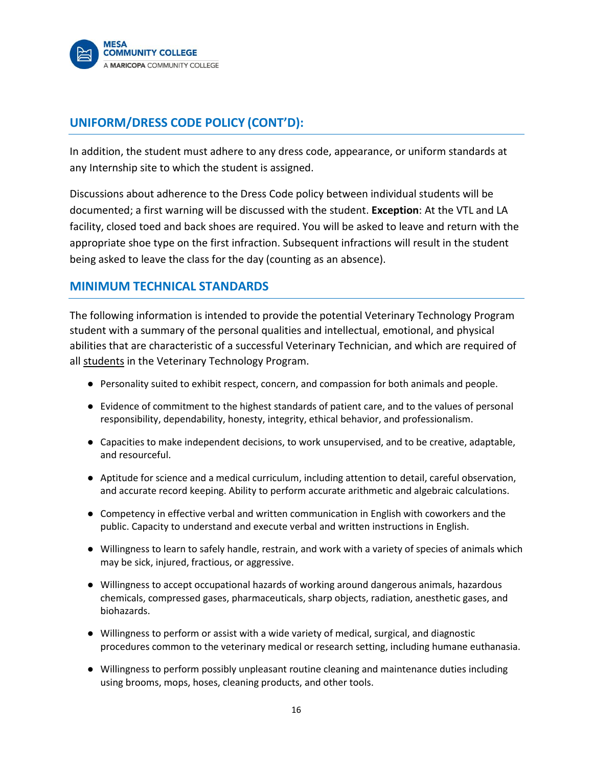## UNIFORM/DRESS CODE POLICY (CONT'D):

In addition, the student must adhere to any dress code, appearance, or uniform standards at any Internship site to which the student is assigned.

Discussions about adherence to the Dress Code policy between individual students will be documented; a first warning will be discussed with the student. **Exception**: At the VTL and LA facility, closed toed and back shoes are required. You will be asked to leave and return with the appropriate shoe type on the first infraction. Subsequent infractions will result in the student being asked to leave the class for the day (counting as an absence).

## MINIMUM TECHNICAL STANDARDS

The following information is intended to provide the potential Veterinary Technology Program student with a summary of the personal qualities and intellectual, emotional, and physical abilities that are characteristic of a successful Veterinary Technician, and which are required of all <u>students</u> in the Veterinary Technology Program.

- Personality suited to exhibit respect, concern, and compassion for both animals and people.
- Evidence of commitment to the highest standards of patient care, and to the values of personal responsibility, dependability, honesty, integrity, ethical behavior, and professionalism.
- Capacities to make independent decisions, to work unsupervised, and to be creative, adaptable, and resourceful.
- Aptitude for science and a medical curriculum, including attention to detail, careful observation, and accurate record keeping. Ability to perform accurate arithmetic and algebraic calculations.
- Competency in effective verbal and written communication in English with coworkers and the public. Capacity to understand and execute verbal and written instructions in English.
- Willingness to learn to safely handle, restrain, and work with a variety of species of animals which may be sick, injured, fractious, or aggressive.
- Willingness to accept occupational hazards of working around dangerous animals, hazardous chemicals, compressed gases, pharmaceuticals, sharp objects, radiation, anesthetic gases, and biohazards.
- Willingness to perform or assist with a wide variety of medical, surgical, and diagnostic procedures common to the veterinary medical or research setting, including humane euthanasia.
- Willingness to perform possibly unpleasant routine cleaning and maintenance duties including using brooms, mops, hoses, cleaning products, and other tools.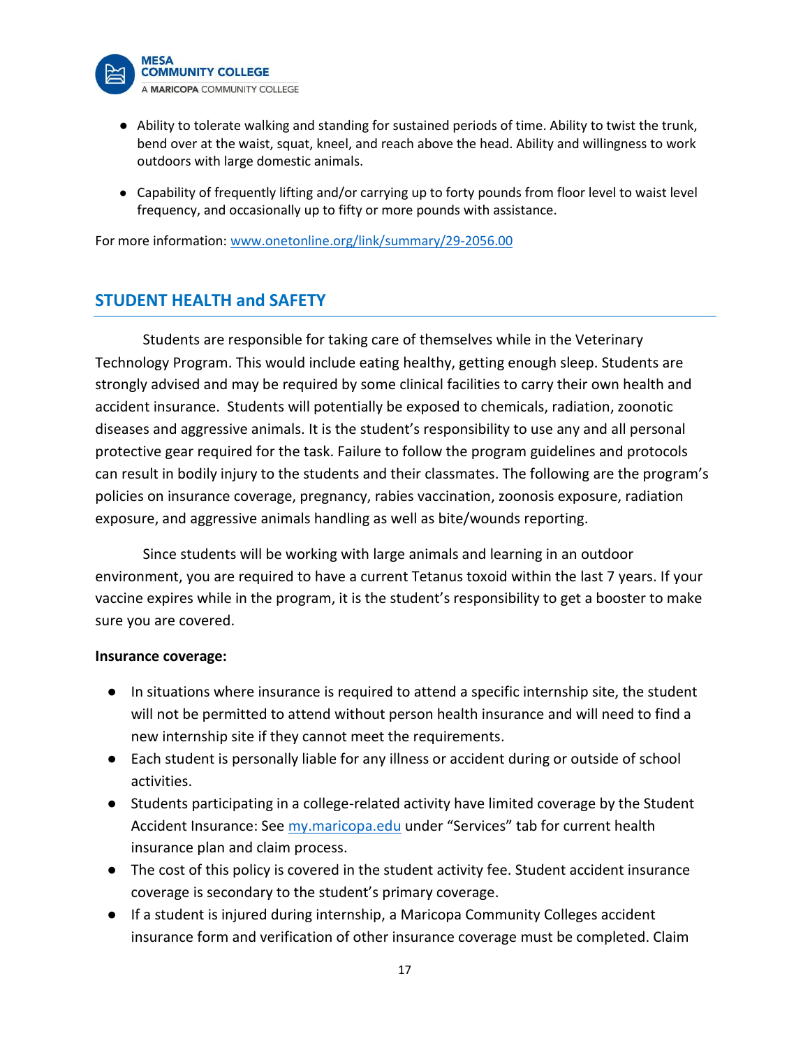- Ability to tolerate walking and standing for sustained periods of time. Ability to twist the trunk, bend over at the waist, squat, kneel, and reach above the head. Ability and willingness to work outdoors with large domestic animals.
- Capability of frequently lifting and/or carrying up to forty pounds from floor level to waist level frequency, and occasionally up to fifty or more pounds with assistance.

For more information: [www.onetonline.org/link/summary/29-2056.00](www.onetonline.org/link/summary/29-2056.00)

## STUDENT HEALTH and SAFETY

Students are responsible for taking care of themselves while in the Veterinary Technology Program. This would include eating healthy, getting enough sleep. Students are strongly advised and may be required by some clinical facilities to carry their own health and accident insurance. Students will potentially be exposed to chemicals, radiation, zoonotic diseases and aggressive animals. It is the student's responsibility to use any and all personal protective gear required for the task. Failure to follow the program guidelines and protocols can result in bodily injury to the students and their classmates. The following are the program's policies on insurance coverage, pregnancy, rabies vaccination, zoonosis exposure, radiation exposure, and aggressive animals handling as well as bite/wounds reporting.

Since students will be working with large animals and learning in an outdoor environment, you are required to have a current Tetanus toxoid within the last 7 years. If your vaccine expires while in the program, it is the student's responsibility to get a booster to make sure you are covered.

**Insurance coverage:**

- In situations where insurance is required to attend a specific internship site, the student will not be permitted to attend without person health insurance and will need to find a new internship site if they cannot meet the requirements.
- Each student is personally liable for any illness or accident during or outside of school activities.
- Students participating in a college-related activity have limited coverage by the Student Accident Insurance: See [my.maricopa.edu](my.maricopa.edu) under "Services" tab for current health insurance plan and claim process.
- The cost of this policy is covered in the student activity fee. Student accident insurance coverage is secondary to the student's primary coverage.
- If a student is injured during internship, a Maricopa Community Colleges accident insurance form and verification of other insurance coverage must be completed. Claim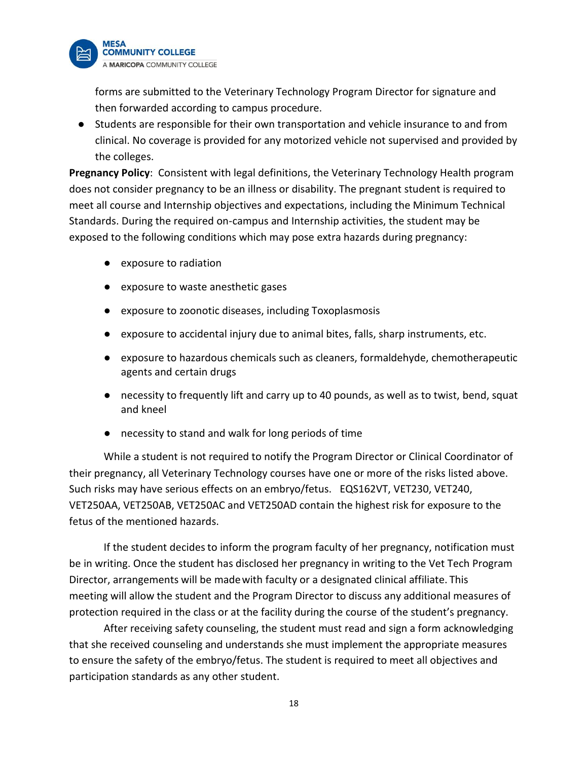forms are submitted to the Veterinary Technology Program Director for signature and then forwarded according to campus procedure.

- Students are responsible for their own transportation and vehicle insurance to and from clinical. No coverage is provided for any motorized vehicle not supervised and provided by the colleges.

**Pregnancy Policy**: Consistent with legal definitions, the Veterinary Technology Health program does not consider pregnancy to be an illness or disability. The pregnant student is required to meet all course and Internship objectives and expectations, including the Minimum Technical Standards. During the required on-campus and Internship activities, the student may be exposed to the following conditions which may pose extra hazards during pregnancy:

- exposure to radiation
- exposure to waste anesthetic gases
- exposure to zoonotic diseases, including Toxoplasmosis
- exposure to accidental injury due to animal bites, falls, sharp instruments, etc.
- exposure to hazardous chemicals such as cleaners, formaldehyde, chemotherapeutic agents and certain drugs
- necessity to frequently lift and carry up to 40 pounds, as well as to twist, bend, squat and kneel
- necessity to stand and walk for long periods of time

While a student is not required to notify the Program Director or Clinical Coordinator of their pregnancy, all Veterinary Technology courses have one or more of the risks listed above. Such risks may have serious effects on an embryo/fetus. EQS162VT, VET230, VET240, VET250AA, VET250AB, VET250AC and VET250AD contain the highest risk for exposure to the fetus of the mentioned hazards.

If the student decides to inform the program faculty of her pregnancy, notification must be in writing. Once the student has disclosed her pregnancy in writing to the Vet Tech Program Director, arrangements will be made with faculty or a designated clinical affiliate. This meeting will allow the student and the Program Director to discuss any additional measures of protection required in the class or at the facility during the course of the student's pregnancy.

After receiving safety counseling, the student must read and sign a form acknowledging that she received counseling and understands she must implement the appropriate measures to ensure the safety of the embryo/fetus. The student is required to meet all objectives and participation standards as any other student.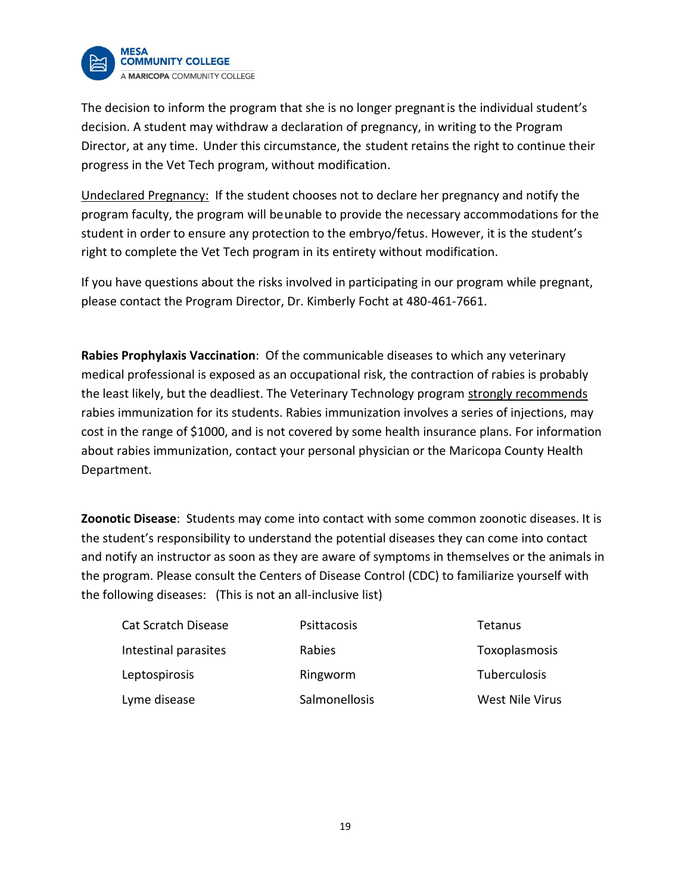The decision to inform the program that she is no longer pregnant is the individual student's decision. A student may withdraw a declaration of pregnancy, in writing to the Program Director, at any time. Under this circumstance, the student retains the right to continue their progress in the Vet Tech program, without modification.

Undeclared Pregnancy: If the student chooses not to declare her pregnancy and notify the program faculty, the program will be unable to provide the necessary accommodations for the student in order to ensure any protection to the embryo/fetus. However, it is the student's right to complete the Vet Tech program in its entirety without modification.

If you have questions about the risks involved in participating in our program while pregnant, please contact the Program Director, Dr. Kimberly Focht at 480-461-7661.

**Rabies Prophylaxis Vaccination**: Of the communicable diseases to which any veterinary medical professional is exposed as an occupational risk, the contraction of rabies is probably the least likely, but the deadliest. The Veterinary Technology program strongly recommends rabies immunization for its students. Rabies immunization involves a series of injections, may cost in the range of $1000, and is not covered by some health insurance plans. For information about rabies immunization, contact your personal physician or the Maricopa County Health Department.

**Zoonotic Disease**: Students may come into contact with some common zoonotic diseases. It is the student's responsibility to understand the potential diseases they can come into contact and notify an instructor as soon as they are aware of symptoms in themselves or the animals in the program. Please consult the Centers of Disease Control (CDC) to familiarize yourself with the following diseases: (This is not an all-inclusive list)

| | | |
|---|---|---|
| Cat Scratch Disease | Psittacosis | Tetanus |
| Intestinal parasites | Rabies | Toxoplasmosis |
| Leptospirosis | Ringworm | Tuberculosis |
| Lyme disease | Salmonellosis | West Nile Virus |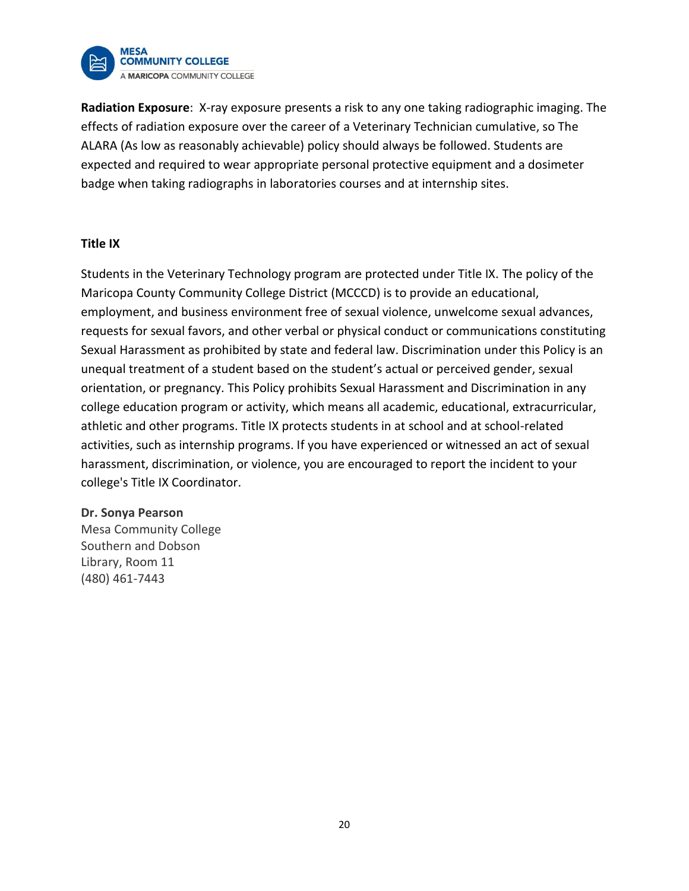**Radiation Exposure**: X-ray exposure presents a risk to any one taking radiographic imaging. The effects of radiation exposure over the career of a Veterinary Technician cumulative, so The ALARA (As low as reasonably achievable) policy should always be followed. Students are expected and required to wear appropriate personal protective equipment and a dosimeter badge when taking radiographs in laboratories courses and at internship sites.

**Title IX**

Students in the Veterinary Technology program are protected under Title IX. The policy of the Maricopa County Community College District (MCCCD) is to provide an educational, employment, and business environment free of sexual violence, unwelcome sexual advances, requests for sexual favors, and other verbal or physical conduct or communications constituting Sexual Harassment as prohibited by state and federal law. Discrimination under this Policy is an unequal treatment of a student based on the student's actual or perceived gender, sexual orientation, or pregnancy. This Policy prohibits Sexual Harassment and Discrimination in any college education program or activity, which means all academic, educational, extracurricular, athletic and other programs. Title IX protects students in at school and at school-related activities, such as internship programs. If you have experienced or witnessed an act of sexual harassment, discrimination, or violence, you are encouraged to report the incident to your college's Title IX Coordinator.

**Dr. Sonya Pearson**
Mesa Community College
Southern and Dobson
Library, Room 11
(480) 461-7443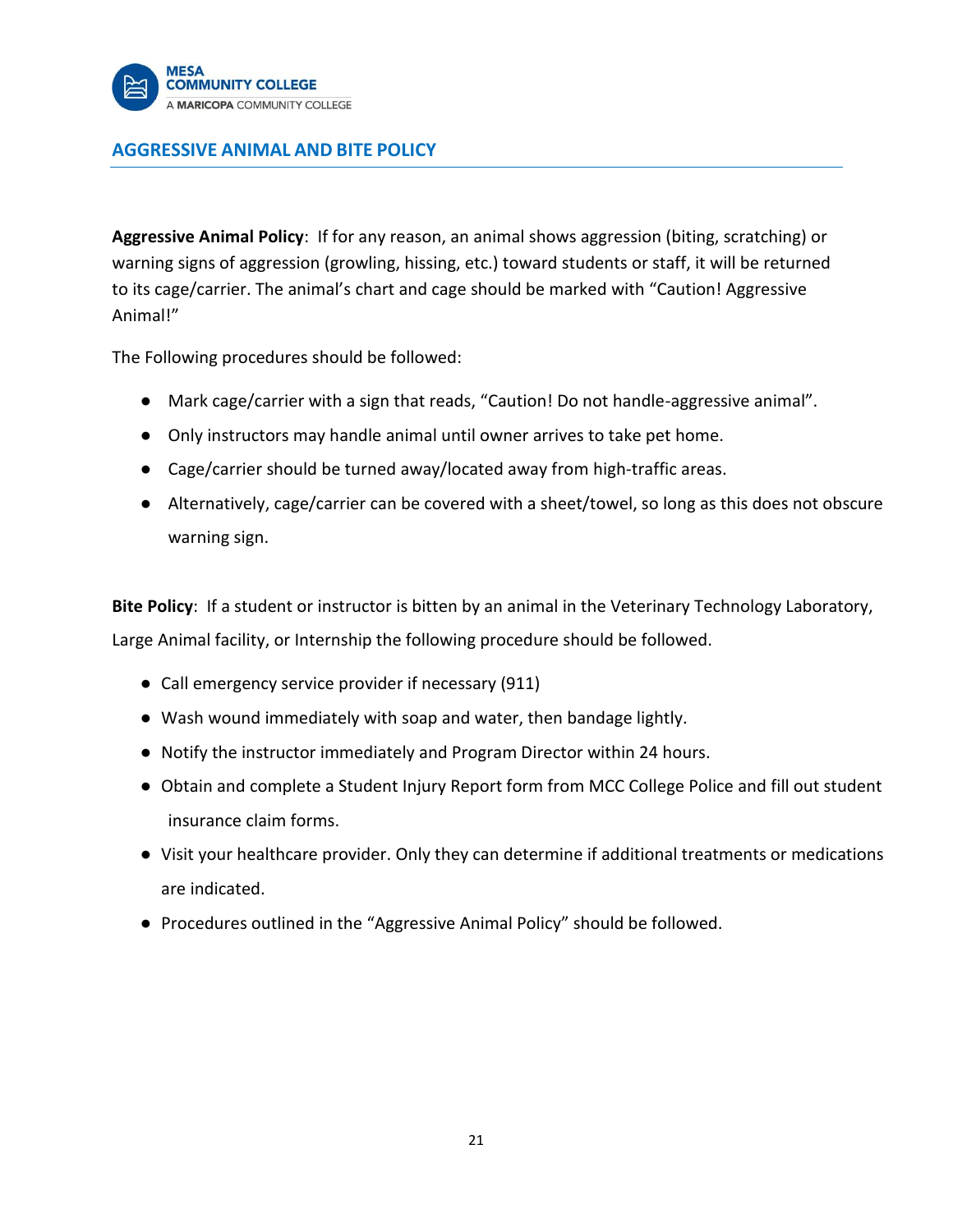## AGGRESSIVE ANIMAL AND BITE POLICY

**Aggressive Animal Policy**: If for any reason, an animal shows aggression (biting, scratching) or warning signs of aggression (growling, hissing, etc.) toward students or staff, it will be returned to its cage/carrier. The animal's chart and cage should be marked with "Caution! Aggressive Animal!"

The Following procedures should be followed:

- Mark cage/carrier with a sign that reads, "Caution! Do not handle-aggressive animal".
- Only instructors may handle animal until owner arrives to take pet home.
- Cage/carrier should be turned away/located away from high-traffic areas.
- Alternatively, cage/carrier can be covered with a sheet/towel, so long as this does not obscure warning sign.

**Bite Policy**: If a student or instructor is bitten by an animal in the Veterinary Technology Laboratory, Large Animal facility, or Internship the following procedure should be followed.

- Call emergency service provider if necessary (911)
- Wash wound immediately with soap and water, then bandage lightly.
- Notify the instructor immediately and Program Director within 24 hours.
- Obtain and complete a Student Injury Report form from MCC College Police and fill out student insurance claim forms.
- Visit your healthcare provider. Only they can determine if additional treatments or medications are indicated.
- Procedures outlined in the "Aggressive Animal Policy" should be followed.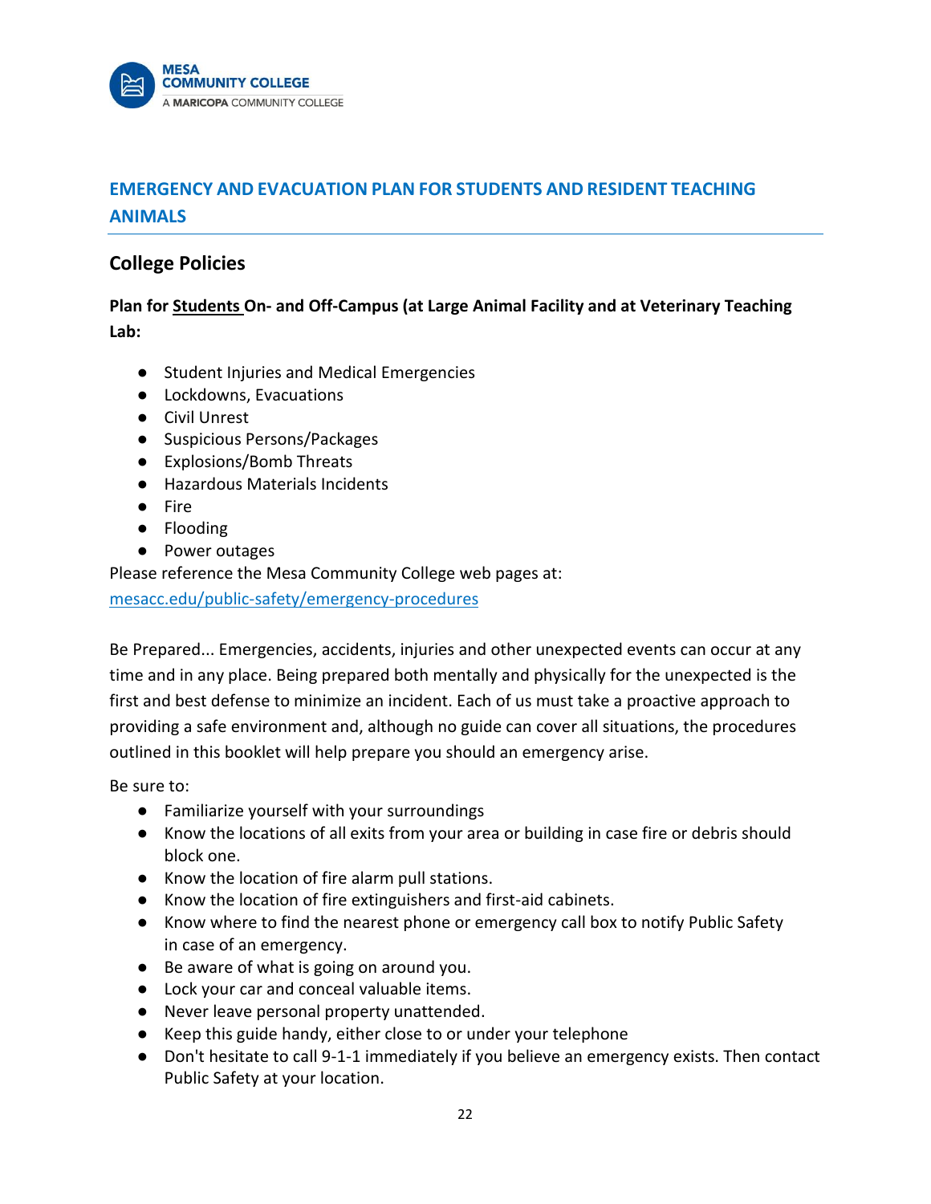## EMERGENCY AND EVACUATION PLAN FOR STUDENTS AND RESIDENT TEACHING ANIMALS

### College Policies

**Plan for Students On- and Off-Campus (at Large Animal Facility and at Veterinary Teaching Lab:**

- Student Injuries and Medical Emergencies
- Lockdowns, Evacuations
- Civil Unrest
- Suspicious Persons/Packages
- Explosions/Bomb Threats
- Hazardous Materials Incidents
- Fire
- Flooding
- Power outages

Please reference the Mesa Community College web pages at: [mesacc.edu/public-safety/emergency-procedures](mesacc.edu/public-safety/emergency-procedures)

Be Prepared... Emergencies, accidents, injuries and other unexpected events can occur at any time and in any place. Being prepared both mentally and physically for the unexpected is the first and best defense to minimize an incident. Each of us must take a proactive approach to providing a safe environment and, although no guide can cover all situations, the procedures outlined in this booklet will help prepare you should an emergency arise.

Be sure to:

- Familiarize yourself with your surroundings
- Know the locations of all exits from your area or building in case fire or debris should block one.
- Know the location of fire alarm pull stations.
- Know the location of fire extinguishers and first-aid cabinets.
- Know where to find the nearest phone or emergency call box to notify Public Safety in case of an emergency.
- Be aware of what is going on around you.
- Lock your car and conceal valuable items.
- Never leave personal property unattended.
- Keep this guide handy, either close to or under your telephone
- Don't hesitate to call 9-1-1 immediately if you believe an emergency exists. Then contact Public Safety at your location.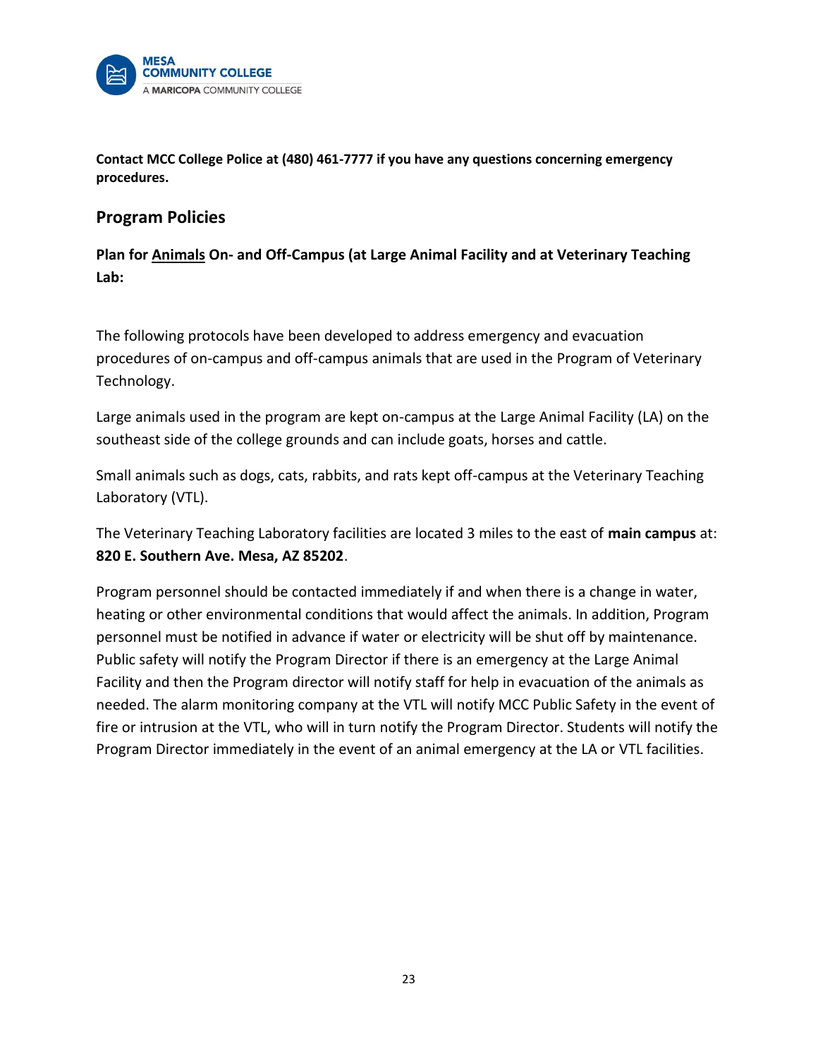**Contact MCC College Police at (480) 461-7777 if you have any questions concerning emergency procedures.**

## Program Policies

**Plan for <u>Animals</u> On- and Off-Campus (at Large Animal Facility and at Veterinary Teaching Lab:**

The following protocols have been developed to address emergency and evacuation procedures of on-campus and off-campus animals that are used in the Program of Veterinary Technology.

Large animals used in the program are kept on-campus at the Large Animal Facility (LA) on the southeast side of the college grounds and can include goats, horses and cattle.

Small animals such as dogs, cats, rabbits, and rats kept off-campus at the Veterinary Teaching Laboratory (VTL).

The Veterinary Teaching Laboratory facilities are located 3 miles to the east of **main campus** at: **820 E. Southern Ave. Mesa, AZ 85202**.

Program personnel should be contacted immediately if and when there is a change in water, heating or other environmental conditions that would affect the animals. In addition, Program personnel must be notified in advance if water or electricity will be shut off by maintenance. Public safety will notify the Program Director if there is an emergency at the Large Animal Facility and then the Program director will notify staff for help in evacuation of the animals as needed. The alarm monitoring company at the VTL will notify MCC Public Safety in the event of fire or intrusion at the VTL, who will in turn notify the Program Director. Students will notify the Program Director immediately in the event of an animal emergency at the LA or VTL facilities.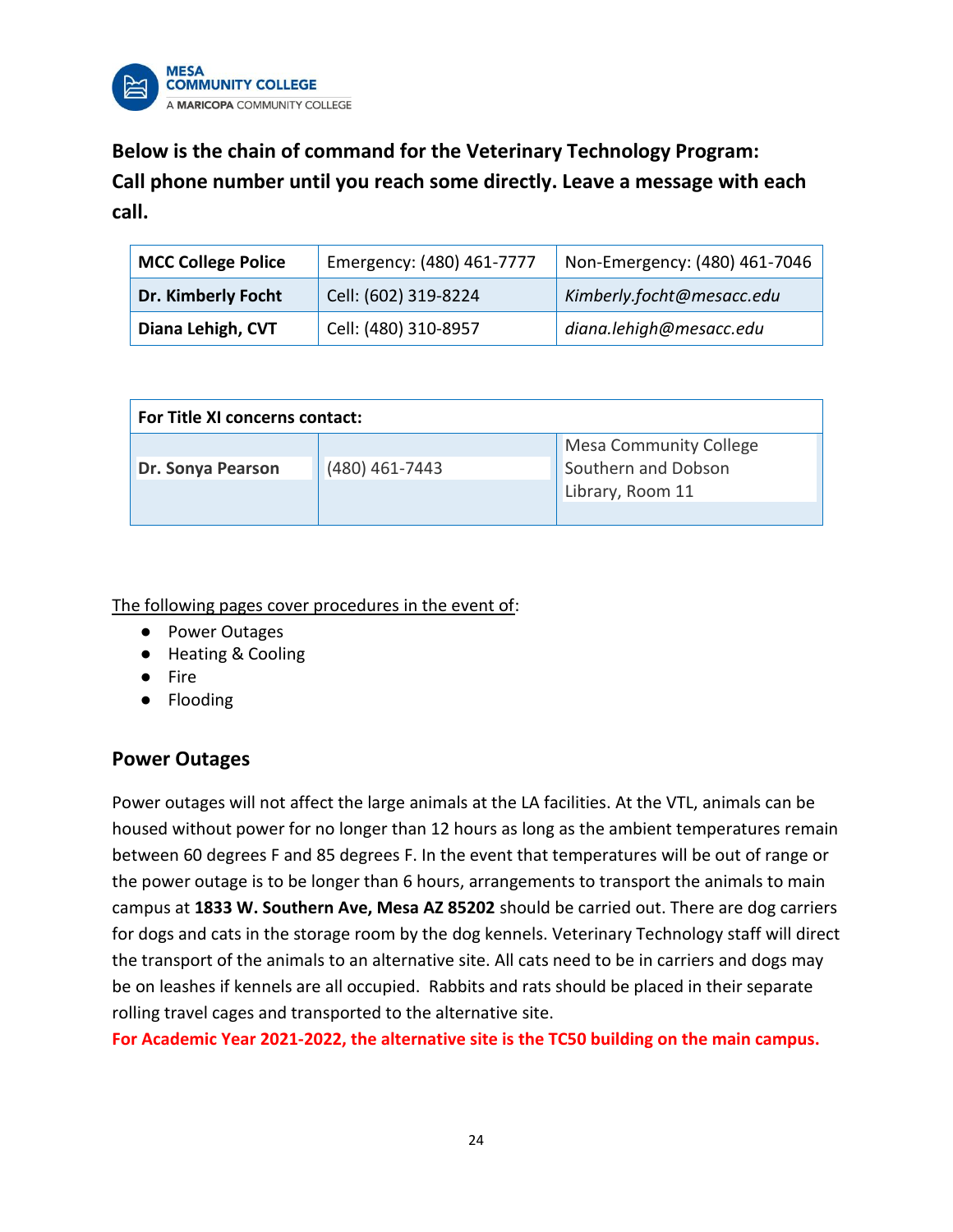**Below is the chain of command for the Veterinary Technology Program:**
**Call phone number until you reach some directly. Leave a message with each call.**

| **MCC College Police** | Emergency: (480) 461-7777 | Non-Emergency: (480) 461-7046 |
|---|---|---|
| **Dr. Kimberly Focht** | Cell: (602) 319-8224 | *Kimberly.focht@mesacc.edu* |
| **Diana Lehigh, CVT** | Cell: (480) 310-8957 | *diana.lehigh@mesacc.edu* |

| **For Title XI concerns contact:** | | |
|---|---|---|
| **Dr. Sonya Pearson** | (480) 461-7443 | Mesa Community College Southern and Dobson Library, Room 11 |

<u>The following pages cover procedures in the event of</u>:

- Power Outages
- Heating & Cooling
- Fire
- Flooding

## Power Outages

Power outages will not affect the large animals at the LA facilities. At the VTL, animals can be housed without power for no longer than 12 hours as long as the ambient temperatures remain between 60 degrees F and 85 degrees F. In the event that temperatures will be out of range or the power outage is to be longer than 6 hours, arrangements to transport the animals to main campus at **1833 W. Southern Ave, Mesa AZ 85202** should be carried out. There are dog carriers for dogs and cats in the storage room by the dog kennels. Veterinary Technology staff will direct the transport of the animals to an alternative site. All cats need to be in carriers and dogs may be on leashes if kennels are all occupied. Rabbits and rats should be placed in their separate rolling travel cages and transported to the alternative site.

**For Academic Year 2021-2022, the alternative site is the TC50 building on the main campus.**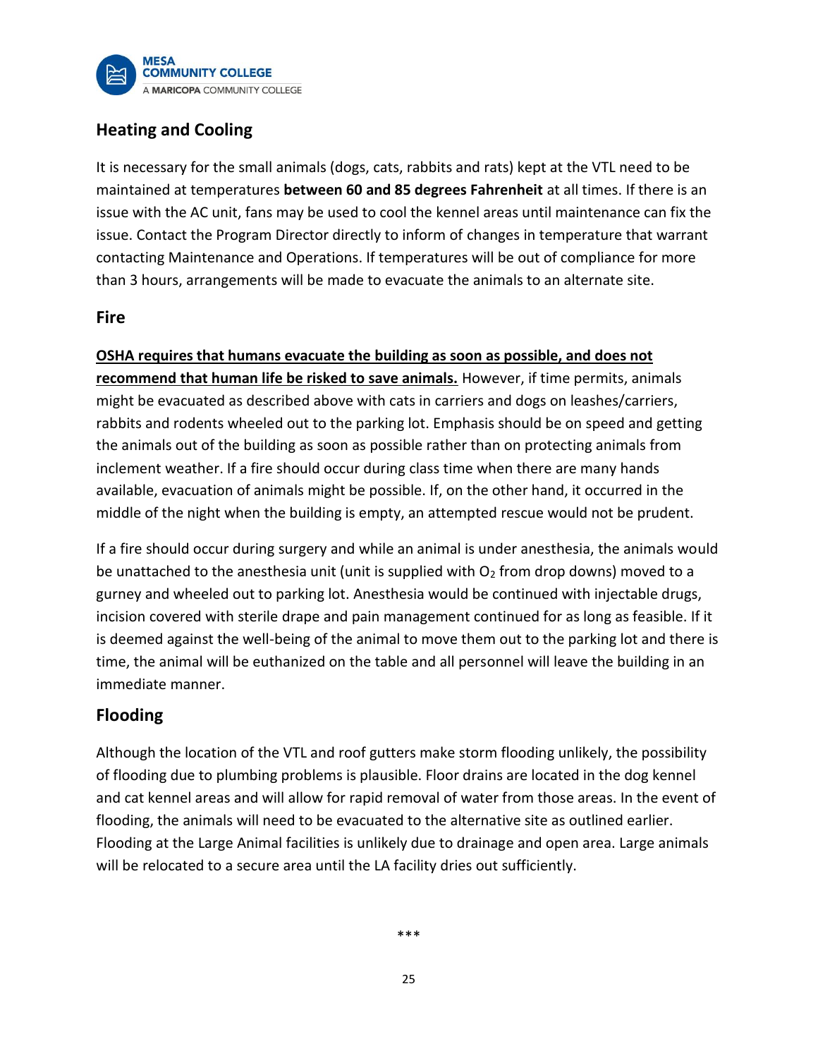## Heating and Cooling

It is necessary for the small animals (dogs, cats, rabbits and rats) kept at the VTL need to be maintained at temperatures **between 60 and 85 degrees Fahrenheit** at all times. If there is an issue with the AC unit, fans may be used to cool the kennel areas until maintenance can fix the issue. Contact the Program Director directly to inform of changes in temperature that warrant contacting Maintenance and Operations. If temperatures will be out of compliance for more than 3 hours, arrangements will be made to evacuate the animals to an alternate site.

## Fire

**OSHA requires that humans evacuate the building as soon as possible, and does not recommend that human life be risked to save animals.** However, if time permits, animals might be evacuated as described above with cats in carriers and dogs on leashes/carriers, rabbits and rodents wheeled out to the parking lot. Emphasis should be on speed and getting the animals out of the building as soon as possible rather than on protecting animals from inclement weather. If a fire should occur during class time when there are many hands available, evacuation of animals might be possible. If, on the other hand, it occurred in the middle of the night when the building is empty, an attempted rescue would not be prudent.

If a fire should occur during surgery and while an animal is under anesthesia, the animals would be unattached to the anesthesia unit (unit is supplied with $O_2$ from drop downs) moved to a gurney and wheeled out to parking lot. Anesthesia would be continued with injectable drugs, incision covered with sterile drape and pain management continued for as long as feasible. If it is deemed against the well-being of the animal to move them out to the parking lot and there is time, the animal will be euthanized on the table and all personnel will leave the building in an immediate manner.

## Flooding

Although the location of the VTL and roof gutters make storm flooding unlikely, the possibility of flooding due to plumbing problems is plausible. Floor drains are located in the dog kennel and cat kennel areas and will allow for rapid removal of water from those areas. In the event of flooding, the animals will need to be evacuated to the alternative site as outlined earlier. Flooding at the Large Animal facilities is unlikely due to drainage and open area. Large animals will be relocated to a secure area until the LA facility dries out sufficiently.

***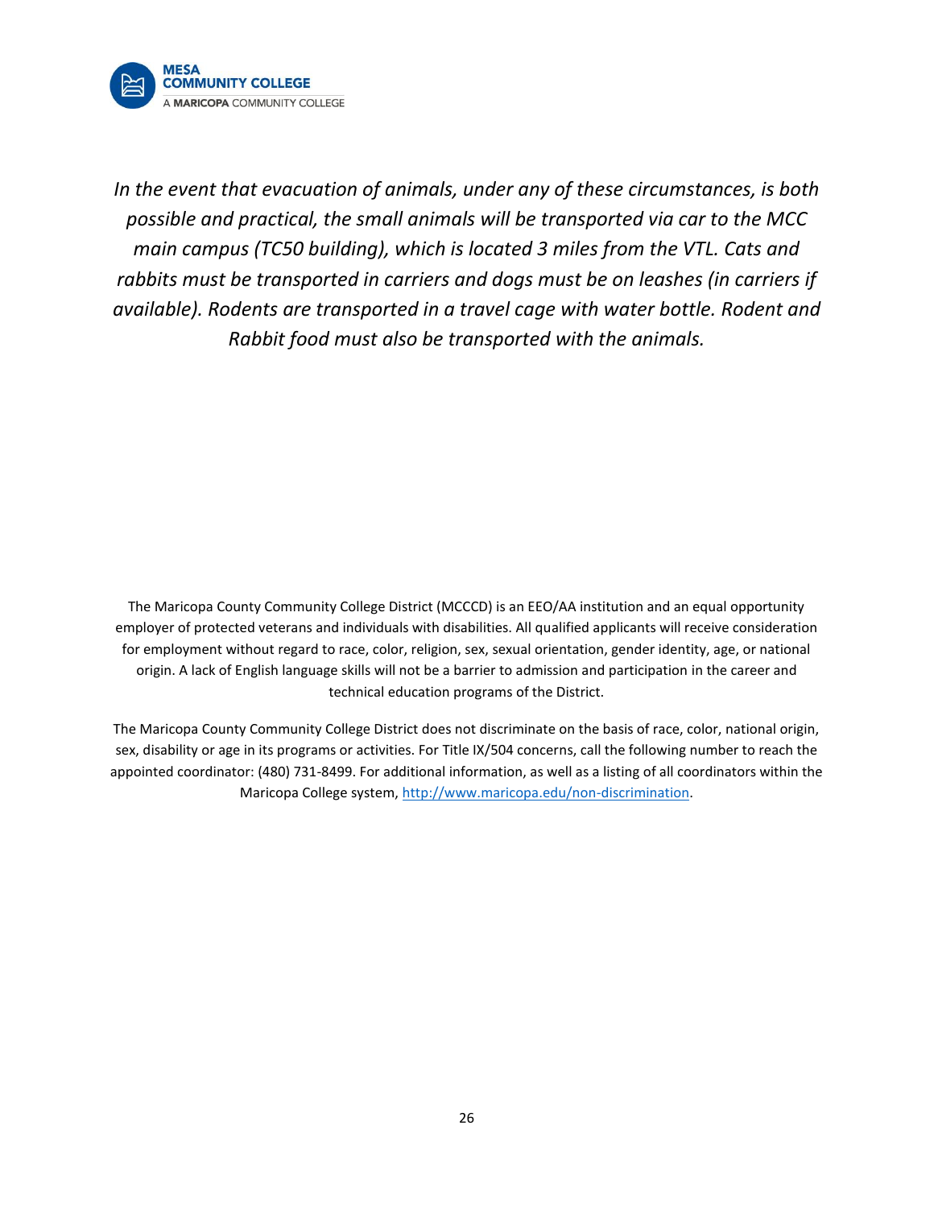*In the event that evacuation of animals, under any of these circumstances, is both possible and practical, the small animals will be transported via car to the MCC main campus (TC50 building), which is located 3 miles from the VTL. Cats and rabbits must be transported in carriers and dogs must be on leashes (in carriers if available). Rodents are transported in a travel cage with water bottle. Rodent and Rabbit food must also be transported with the animals.*

The Maricopa County Community College District (MCCCD) is an EEO/AA institution and an equal opportunity employer of protected veterans and individuals with disabilities. All qualified applicants will receive consideration for employment without regard to race, color, religion, sex, sexual orientation, gender identity, age, or national origin. A lack of English language skills will not be a barrier to admission and participation in the career and technical education programs of the District.

The Maricopa County Community College District does not discriminate on the basis of race, color, national origin, sex, disability or age in its programs or activities. For Title IX/504 concerns, call the following number to reach the appointed coordinator: (480) 731-8499. For additional information, as well as a listing of all coordinators within the Maricopa College system, [http://www.maricopa.edu/non-discrimination](http://www.maricopa.edu/non-discrimination).